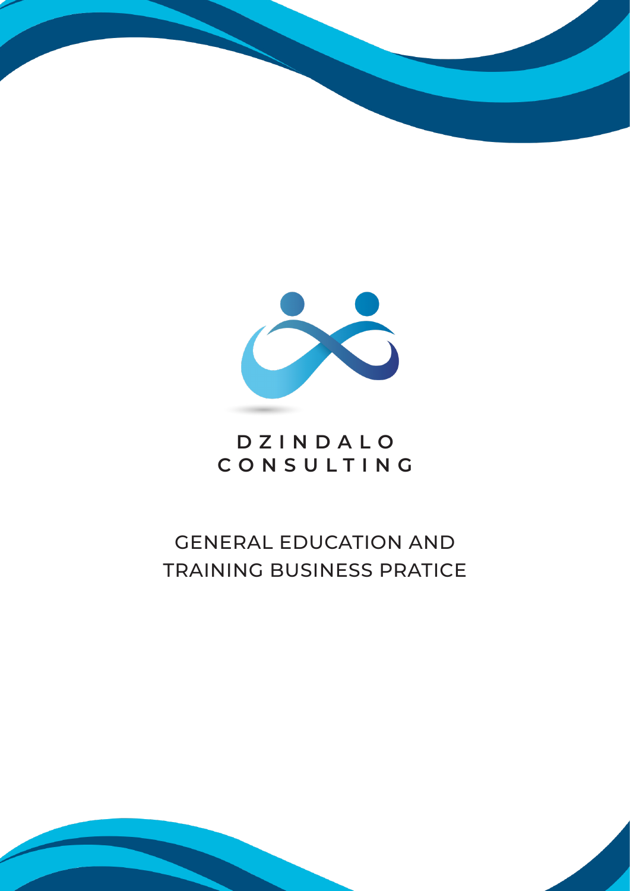**DZINDALO CONSULTING**

# GENERAL EDUCATION AND TRAINING BUSINESS PRATICE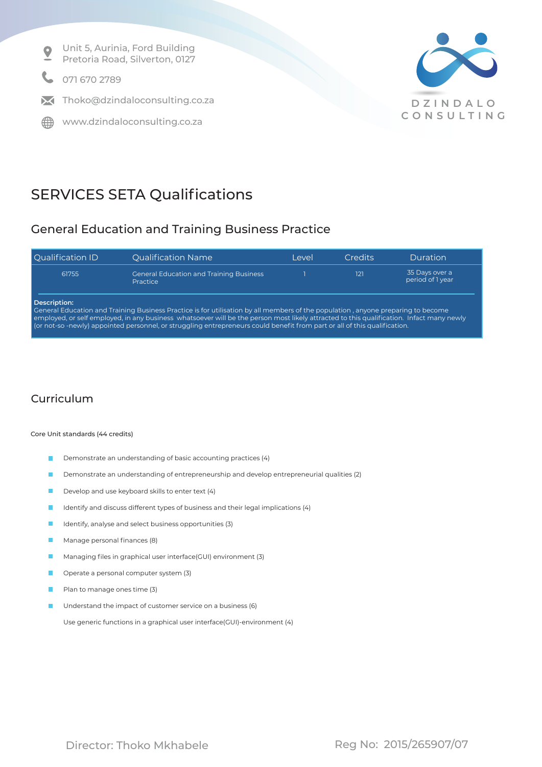Unit 5, Aurinia, Ford Building
Pretoria Road, Silverton, 0127

071 670 2789

Thoko@dzindaloconsulting.co.za

www.dzindaloconsulting.co.za

DZINDALO CONSULTING

# SERVICES SETA Qualifications

## General Education and Training Business Practice

| Qualification ID | Qualification Name | Level | Credits | Duration |
|---|---|---|---|---|
| 61755 | General Education and Training Business Practice | 1 | 121 | 35 Days over a period of 1 year |

**Description:**
General Education and Training Business Practice is for utilisation by all members of the population , anyone preparing to become employed, or self employed, in any business whatsoever will be the person most likely attracted to this qualification. Infact many newly (or not-so -newly) appointed personnel, or struggling entrepreneurs could benefit from part or all of this qualification.

## Curriculum

Core Unit standards (44 credits)

- Demonstrate an understanding of basic accounting practices (4)
- Demonstrate an understanding of entrepreneurship and develop entrepreneurial qualities (2)
- Develop and use keyboard skills to enter text (4)
- Identify and discuss different types of business and their legal implications (4)
- Identify, analyse and select business opportunities (3)
- Manage personal finances (8)
- Managing files in graphical user interface(GUI) environment (3)
- Operate a personal computer system (3)
- Plan to manage ones time (3)
- Understand the impact of customer service on a business (6)

Use generic functions in a graphical user interface(GUI)-environment (4)

Director: Thoko Mkhabele

Reg No: 2015/265907/07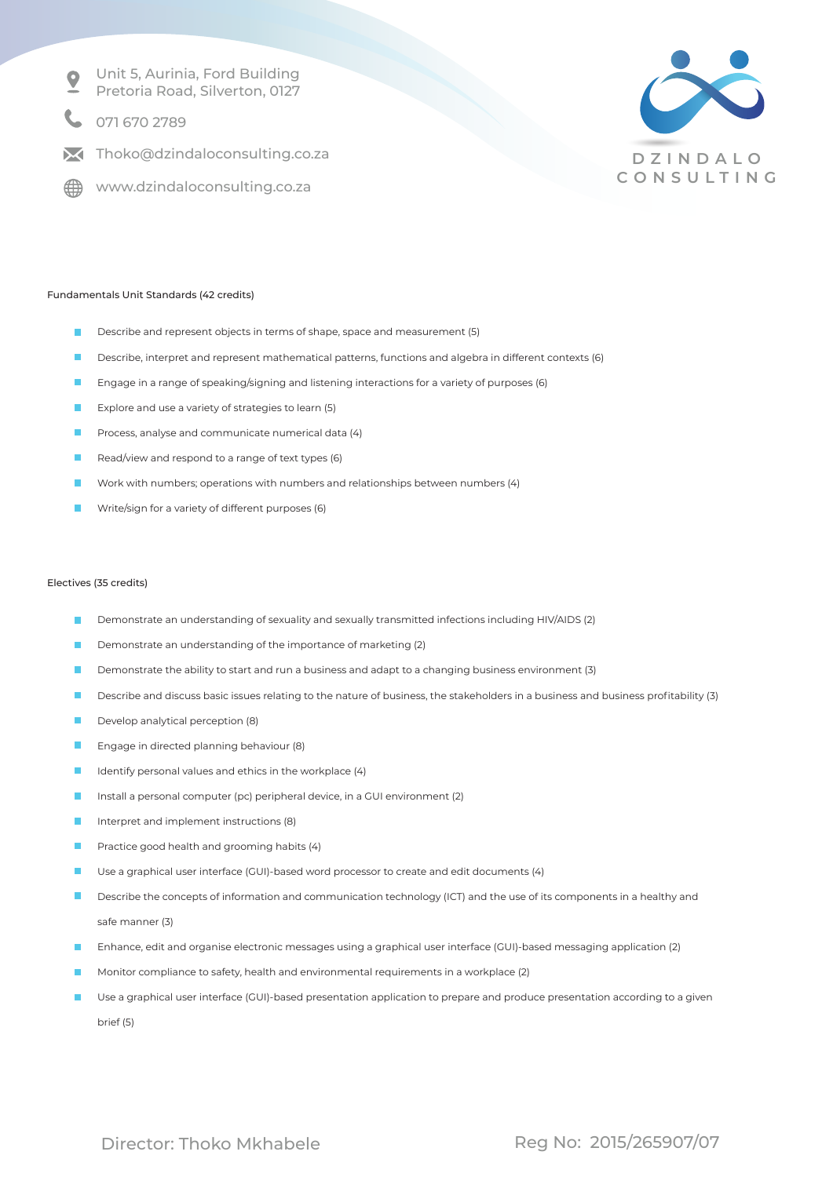Unit 5, Aurinia, Ford Building
Pretoria Road, Silverton, 0127

071 670 2789

Thoko@dzindaloconsulting.co.za

www.dzindaloconsulting.co.za

DZINDALO CONSULTING

Fundamentals Unit Standards (42 credits)

- Describe and represent objects in terms of shape, space and measurement (5)
- Describe, interpret and represent mathematical patterns, functions and algebra in different contexts (6)
- Engage in a range of speaking/signing and listening interactions for a variety of purposes (6)
- Explore and use a variety of strategies to learn (5)
- Process, analyse and communicate numerical data (4)
- Read/view and respond to a range of text types (6)
- Work with numbers; operations with numbers and relationships between numbers (4)
- Write/sign for a variety of different purposes (6)

Electives (35 credits)

- Demonstrate an understanding of sexuality and sexually transmitted infections including HIV/AIDS (2)
- Demonstrate an understanding of the importance of marketing (2)
- Demonstrate the ability to start and run a business and adapt to a changing business environment (3)
- Describe and discuss basic issues relating to the nature of business, the stakeholders in a business and business profitability (3)
- Develop analytical perception (8)
- Engage in directed planning behaviour (8)
- Identify personal values and ethics in the workplace (4)
- Install a personal computer (pc) peripheral device, in a GUI environment (2)
- Interpret and implement instructions (8)
- Practice good health and grooming habits (4)
- Use a graphical user interface (GUI)-based word processor to create and edit documents (4)
- Describe the concepts of information and communication technology (ICT) and the use of its components in a healthy and safe manner (3)
- Enhance, edit and organise electronic messages using a graphical user interface (GUI)-based messaging application (2)
- Monitor compliance to safety, health and environmental requirements in a workplace (2)
- Use a graphical user interface (GUI)-based presentation application to prepare and produce presentation according to a given brief (5)

Director: Thoko Mkhabele

Reg No: 2015/265907/07